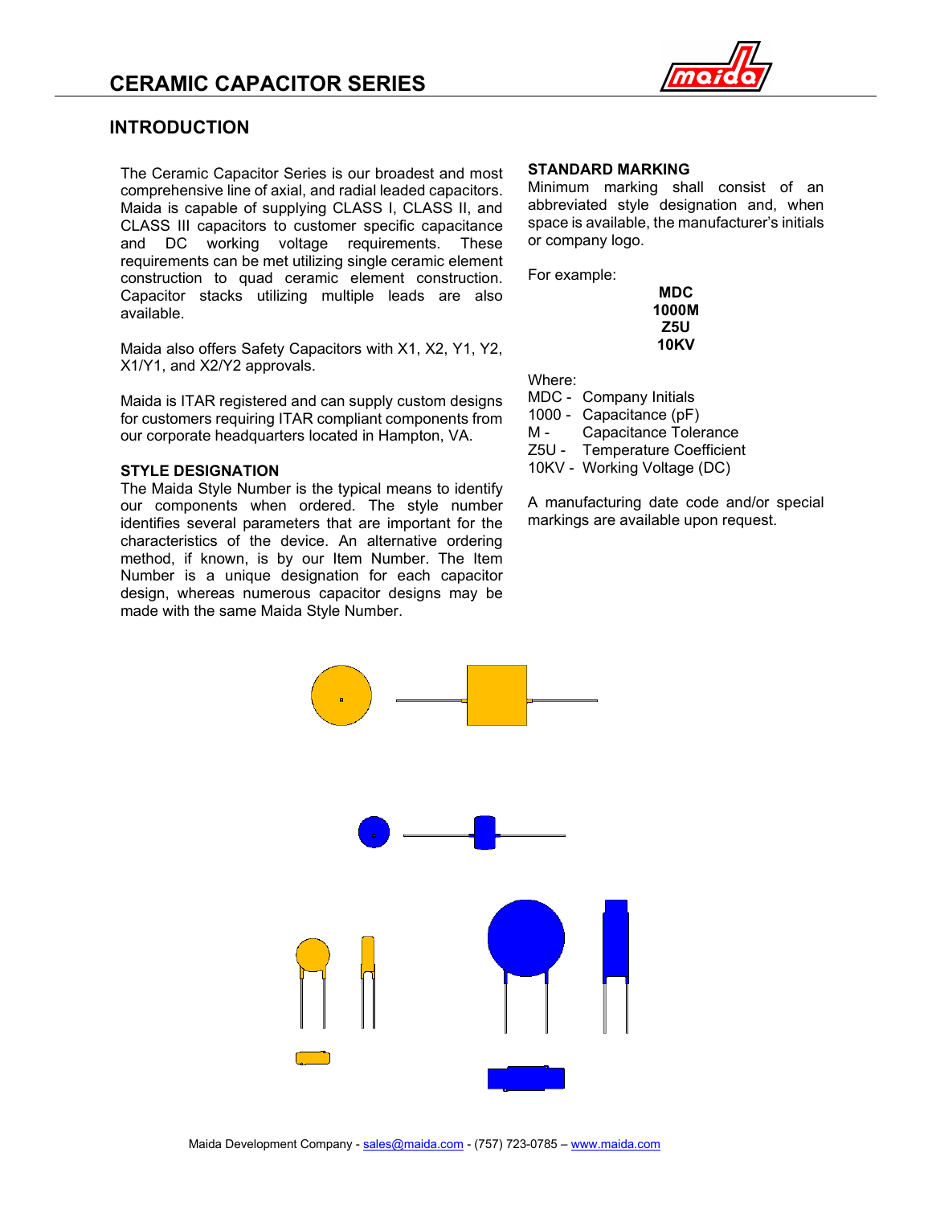# CERAMIC CAPACITOR SERIES

## INTRODUCTION

The Ceramic Capacitor Series is our broadest and most comprehensive line of axial, and radial leaded capacitors. Maida is capable of supplying CLASS I, CLASS II, and CLASS III capacitors to customer specific capacitance and DC working voltage requirements. These requirements can be met utilizing single ceramic element construction to quad ceramic element construction. Capacitor stacks utilizing multiple leads are also available.

Maida also offers Safety Capacitors with X1, X2, Y1, Y2, X1/Y1, and X2/Y2 approvals.

Maida is ITAR registered and can supply custom designs for customers requiring ITAR compliant components from our corporate headquarters located in Hampton, VA.

### STYLE DESIGNATION

The Maida Style Number is the typical means to identify our components when ordered. The style number identifies several parameters that are important for the characteristics of the device. An alternative ordering method, if known, is by our Item Number. The Item Number is a unique designation for each capacitor design, whereas numerous capacitor designs may be made with the same Maida Style Number.

### STANDARD MARKING

Minimum marking shall consist of an abbreviated style designation and, when space is available, the manufacturer's initials or company logo.

For example:

**MDC**
**1000M**
**Z5U**
**10KV**

Where:

- MDC - Company Initials
- 1000 - Capacitance (pF)
- M - Capacitance Tolerance
- Z5U - Temperature Coefficient
- 10KV - Working Voltage (DC)

A manufacturing date code and/or special markings are available upon request.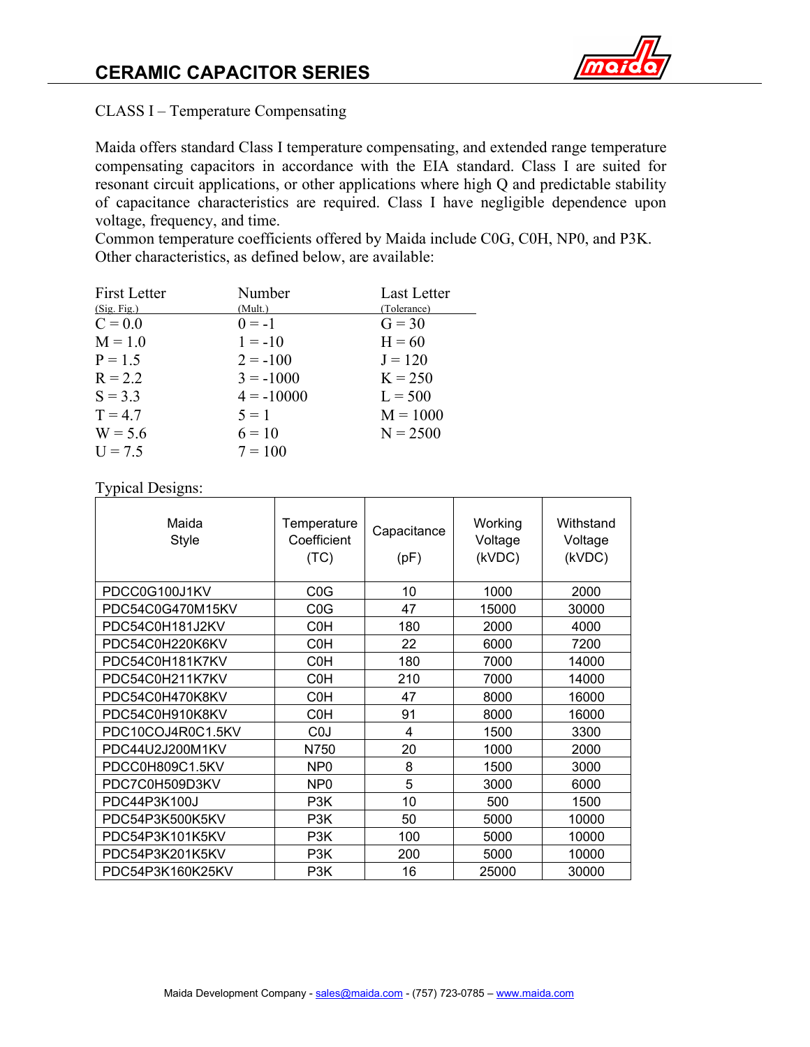# CERAMIC CAPACITOR SERIES

CLASS I – Temperature Compensating

Maida offers standard Class I temperature compensating, and extended range temperature compensating capacitors in accordance with the EIA standard. Class I are suited for resonant circuit applications, or other applications where high Q and predictable stability of capacitance characteristics are required. Class I have negligible dependence upon voltage, frequency, and time.
Common temperature coefficients offered by Maida include C0G, C0H, NP0, and P3K. Other characteristics, as defined below, are available:

| First Letter (Sig. Fig.) | Number (Mult.) | Last Letter (Tolerance) |
|---|---|---|
| C = 0.0 | 0 = -1 | G = 30 |
| M = 1.0 | 1 = -10 | H = 60 |
| P = 1.5 | 2 = -100 | J = 120 |
| R = 2.2 | 3 = -1000 | K = 250 |
| S = 3.3 | 4 = -10000 | L = 500 |
| T = 4.7 | 5 = 1 | M = 1000 |
| W = 5.6 | 6 = 10 | N = 2500 |
| U = 7.5 | 7 = 100 | |

Typical Designs:

| Maida Style | Temperature Coefficient (TC) | Capacitance (pF) | Working Voltage (kVDC) | Withstand Voltage (kVDC) |
|---|---|---|---|---|
| PDCC0G100J1KV | C0G | 10 | 1000 | 2000 |
| PDC54C0G470M15KV | C0G | 47 | 15000 | 30000 |
| PDC54C0H181J2KV | C0H | 180 | 2000 | 4000 |
| PDC54C0H220K6KV | C0H | 22 | 6000 | 7200 |
| PDC54C0H181K7KV | C0H | 180 | 7000 | 14000 |
| PDC54C0H211K7KV | C0H | 210 | 7000 | 14000 |
| PDC54C0H470K8KV | C0H | 47 | 8000 | 16000 |
| PDC54C0H910K8KV | C0H | 91 | 8000 | 16000 |
| PDC10COJ4R0C1.5KV | C0J | 4 | 1500 | 3300 |
| PDC44U2J200M1KV | N750 | 20 | 1000 | 2000 |
| PDCC0H809C1.5KV | NP0 | 8 | 1500 | 3000 |
| PDC7C0H509D3KV | NP0 | 5 | 3000 | 6000 |
| PDC44P3K100J | P3K | 10 | 500 | 1500 |
| PDC54P3K500K5KV | P3K | 50 | 5000 | 10000 |
| PDC54P3K101K5KV | P3K | 100 | 5000 | 10000 |
| PDC54P3K201K5KV | P3K | 200 | 5000 | 10000 |
| PDC54P3K160K25KV | P3K | 16 | 25000 | 30000 |

Maida Development Company - sales@maida.com - (757) 723-0785 – www.maida.com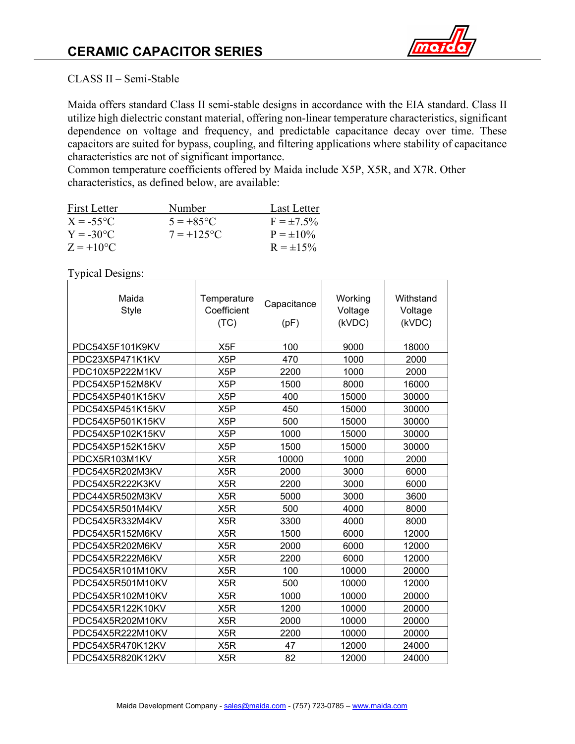# CERAMIC CAPACITOR SERIES

CLASS II – Semi-Stable

Maida offers standard Class II semi-stable designs in accordance with the EIA standard. Class II utilize high dielectric constant material, offering non-linear temperature characteristics, significant dependence on voltage and frequency, and predictable capacitance decay over time. These capacitors are suited for bypass, coupling, and filtering applications where stability of capacitance characteristics are not of significant importance.
Common temperature coefficients offered by Maida include X5P, X5R, and X7R. Other characteristics, as defined below, are available:

| First Letter | Number | Last Letter |
|---|---|---|
| X = -55°C | 5 = +85°C | F = ±7.5% |
| Y = -30°C | 7 = +125°C | P = ±10% |
| Z = +10°C | | R = ±15% |

Typical Designs:

| Maida Style | Temperature Coefficient (TC) | Capacitance (pF) | Working Voltage (kVDC) | Withstand Voltage (kVDC) |
|---|---|---|---|---|
| PDC54X5F101K9KV | X5F | 100 | 9000 | 18000 |
| PDC23X5P471K1KV | X5P | 470 | 1000 | 2000 |
| PDC10X5P222M1KV | X5P | 2200 | 1000 | 2000 |
| PDC54X5P152M8KV | X5P | 1500 | 8000 | 16000 |
| PDC54X5P401K15KV | X5P | 400 | 15000 | 30000 |
| PDC54X5P451K15KV | X5P | 450 | 15000 | 30000 |
| PDC54X5P501K15KV | X5P | 500 | 15000 | 30000 |
| PDC54X5P102K15KV | X5P | 1000 | 15000 | 30000 |
| PDC54X5P152K15KV | X5P | 1500 | 15000 | 30000 |
| PDCX5R103M1KV | X5R | 10000 | 1000 | 2000 |
| PDC54X5R202M3KV | X5R | 2000 | 3000 | 6000 |
| PDC54X5R222K3KV | X5R | 2200 | 3000 | 6000 |
| PDC44X5R502M3KV | X5R | 5000 | 3000 | 3600 |
| PDC54X5R501M4KV | X5R | 500 | 4000 | 8000 |
| PDC54X5R332M4KV | X5R | 3300 | 4000 | 8000 |
| PDC54X5R152M6KV | X5R | 1500 | 6000 | 12000 |
| PDC54X5R202M6KV | X5R | 2000 | 6000 | 12000 |
| PDC54X5R222M6KV | X5R | 2200 | 6000 | 12000 |
| PDC54X5R101M10KV | X5R | 100 | 10000 | 20000 |
| PDC54X5R501M10KV | X5R | 500 | 10000 | 12000 |
| PDC54X5R102M10KV | X5R | 1000 | 10000 | 20000 |
| PDC54X5R122K10KV | X5R | 1200 | 10000 | 20000 |
| PDC54X5R202M10KV | X5R | 2000 | 10000 | 20000 |
| PDC54X5R222M10KV | X5R | 2200 | 10000 | 20000 |
| PDC54X5R470K12KV | X5R | 47 | 12000 | 24000 |
| PDC54X5R820K12KV | X5R | 82 | 12000 | 24000 |

Maida Development Company - sales@maida.com - (757) 723-0785 – www.maida.com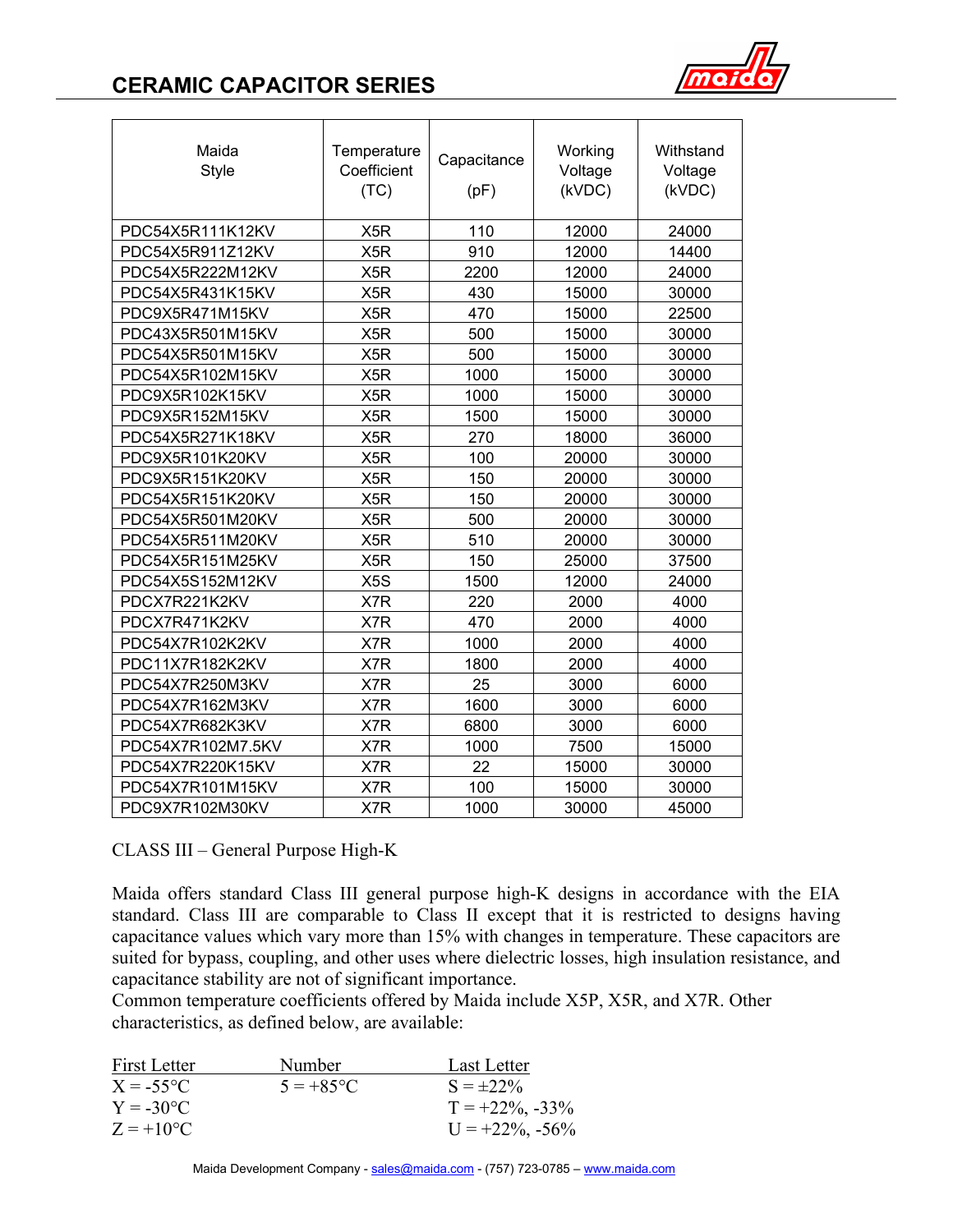# CERAMIC CAPACITOR SERIES

| Maida Style | Temperature Coefficient (TC) | Capacitance (pF) | Working Voltage (kVDC) | Withstand Voltage (kVDC) |
|---|---|---|---|---|
| PDC54X5R111K12KV | X5R | 110 | 12000 | 24000 |
| PDC54X5R911Z12KV | X5R | 910 | 12000 | 14400 |
| PDC54X5R222M12KV | X5R | 2200 | 12000 | 24000 |
| PDC54X5R431K15KV | X5R | 430 | 15000 | 30000 |
| PDC9X5R471M15KV | X5R | 470 | 15000 | 22500 |
| PDC43X5R501M15KV | X5R | 500 | 15000 | 30000 |
| PDC54X5R501M15KV | X5R | 500 | 15000 | 30000 |
| PDC54X5R102M15KV | X5R | 1000 | 15000 | 30000 |
| PDC9X5R102K15KV | X5R | 1000 | 15000 | 30000 |
| PDC9X5R152M15KV | X5R | 1500 | 15000 | 30000 |
| PDC54X5R271K18KV | X5R | 270 | 18000 | 36000 |
| PDC9X5R101K20KV | X5R | 100 | 20000 | 30000 |
| PDC9X5R151K20KV | X5R | 150 | 20000 | 30000 |
| PDC54X5R151K20KV | X5R | 150 | 20000 | 30000 |
| PDC54X5R501M20KV | X5R | 500 | 20000 | 30000 |
| PDC54X5R511M20KV | X5R | 510 | 20000 | 30000 |
| PDC54X5R151M25KV | X5R | 150 | 25000 | 37500 |
| PDC54X5S152M12KV | X5S | 1500 | 12000 | 24000 |
| PDCX7R221K2KV | X7R | 220 | 2000 | 4000 |
| PDCX7R471K2KV | X7R | 470 | 2000 | 4000 |
| PDC54X7R102K2KV | X7R | 1000 | 2000 | 4000 |
| PDC11X7R182K2KV | X7R | 1800 | 2000 | 4000 |
| PDC54X7R250M3KV | X7R | 25 | 3000 | 6000 |
| PDC54X7R162M3KV | X7R | 1600 | 3000 | 6000 |
| PDC54X7R682K3KV | X7R | 6800 | 3000 | 6000 |
| PDC54X7R102M7.5KV | X7R | 1000 | 7500 | 15000 |
| PDC54X7R220K15KV | X7R | 22 | 15000 | 30000 |
| PDC54X7R101M15KV | X7R | 100 | 15000 | 30000 |
| PDC9X7R102M30KV | X7R | 1000 | 30000 | 45000 |

CLASS III – General Purpose High-K

Maida offers standard Class III general purpose high-K designs in accordance with the EIA standard. Class III are comparable to Class II except that it is restricted to designs having capacitance values which vary more than 15% with changes in temperature. These capacitors are suited for bypass, coupling, and other uses where dielectric losses, high insulation resistance, and capacitance stability are not of significant importance.
Common temperature coefficients offered by Maida include X5P, X5R, and X7R. Other characteristics, as defined below, are available:

| First Letter | Number | Last Letter |
|---|---|---|
| X = -55°C | 5 = +85°C | S = ±22% |
| Y = -30°C | | T = +22%, -33% |
| Z = +10°C | | U = +22%, -56% |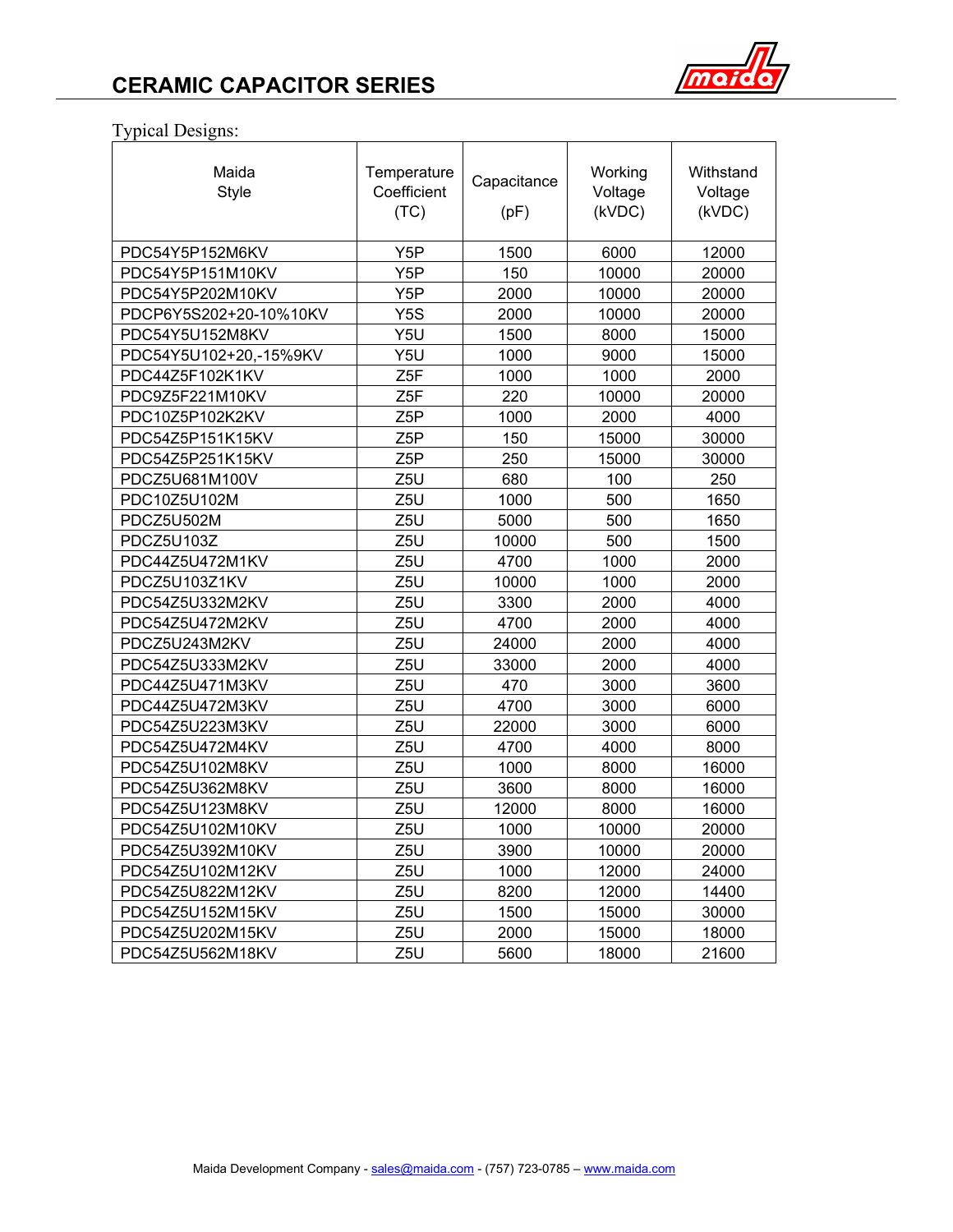## CERAMIC CAPACITOR SERIES

Typical Designs:

| Maida Style | Temperature Coefficient (TC) | Capacitance (pF) | Working Voltage (kVDC) | Withstand Voltage (kVDC) |
|---|---|---|---|---|
| PDC54Y5P152M6KV | Y5P | 1500 | 6000 | 12000 |
| PDC54Y5P151M10KV | Y5P | 150 | 10000 | 20000 |
| PDC54Y5P202M10KV | Y5P | 2000 | 10000 | 20000 |
| PDCP6Y5S202+20-10%10KV | Y5S | 2000 | 10000 | 20000 |
| PDC54Y5U152M8KV | Y5U | 1500 | 8000 | 15000 |
| PDC54Y5U102+20,-15%9KV | Y5U | 1000 | 9000 | 15000 |
| PDC44Z5F102K1KV | Z5F | 1000 | 1000 | 2000 |
| PDC9Z5F221M10KV | Z5F | 220 | 10000 | 20000 |
| PDC10Z5P102K2KV | Z5P | 1000 | 2000 | 4000 |
| PDC54Z5P151K15KV | Z5P | 150 | 15000 | 30000 |
| PDC54Z5P251K15KV | Z5P | 250 | 15000 | 30000 |
| PDCZ5U681M100V | Z5U | 680 | 100 | 250 |
| PDC10Z5U102M | Z5U | 1000 | 500 | 1650 |
| PDCZ5U502M | Z5U | 5000 | 500 | 1650 |
| PDCZ5U103Z | Z5U | 10000 | 500 | 1500 |
| PDC44Z5U472M1KV | Z5U | 4700 | 1000 | 2000 |
| PDCZ5U103Z1KV | Z5U | 10000 | 1000 | 2000 |
| PDC54Z5U332M2KV | Z5U | 3300 | 2000 | 4000 |
| PDC54Z5U472M2KV | Z5U | 4700 | 2000 | 4000 |
| PDCZ5U243M2KV | Z5U | 24000 | 2000 | 4000 |
| PDC54Z5U333M2KV | Z5U | 33000 | 2000 | 4000 |
| PDC44Z5U471M3KV | Z5U | 470 | 3000 | 3600 |
| PDC44Z5U472M3KV | Z5U | 4700 | 3000 | 6000 |
| PDC54Z5U223M3KV | Z5U | 22000 | 3000 | 6000 |
| PDC54Z5U472M4KV | Z5U | 4700 | 4000 | 8000 |
| PDC54Z5U102M8KV | Z5U | 1000 | 8000 | 16000 |
| PDC54Z5U362M8KV | Z5U | 3600 | 8000 | 16000 |
| PDC54Z5U123M8KV | Z5U | 12000 | 8000 | 16000 |
| PDC54Z5U102M10KV | Z5U | 1000 | 10000 | 20000 |
| PDC54Z5U392M10KV | Z5U | 3900 | 10000 | 20000 |
| PDC54Z5U102M12KV | Z5U | 1000 | 12000 | 24000 |
| PDC54Z5U822M12KV | Z5U | 8200 | 12000 | 14400 |
| PDC54Z5U152M15KV | Z5U | 1500 | 15000 | 30000 |
| PDC54Z5U202M15KV | Z5U | 2000 | 15000 | 18000 |
| PDC54Z5U562M18KV | Z5U | 5600 | 18000 | 21600 |

Maida Development Company - sales@maida.com - (757) 723-0785 – www.maida.com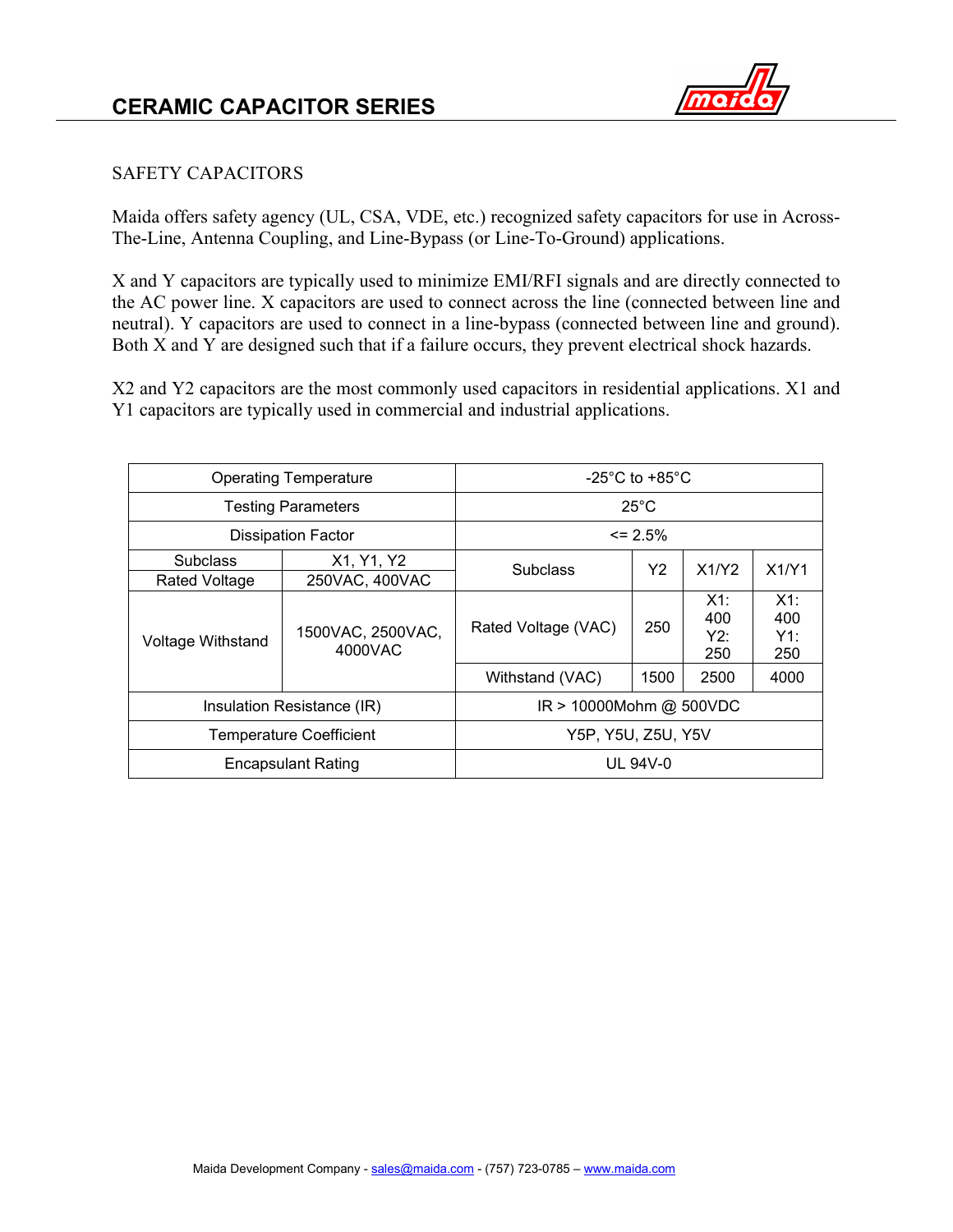## CERAMIC CAPACITOR SERIES

SAFETY CAPACITORS

Maida offers safety agency (UL, CSA, VDE, etc.) recognized safety capacitors for use in Across-The-Line, Antenna Coupling, and Line-Bypass (or Line-To-Ground) applications.

X and Y capacitors are typically used to minimize EMI/RFI signals and are directly connected to the AC power line. X capacitors are used to connect across the line (connected between line and neutral). Y capacitors are used to connect in a line-bypass (connected between line and ground). Both X and Y are designed such that if a failure occurs, they prevent electrical shock hazards.

X2 and Y2 capacitors are the most commonly used capacitors in residential applications. X1 and Y1 capacitors are typically used in commercial and industrial applications.

| | | | | | |
|---|---|---|---|---|---|
| Operating Temperature | | -25°C to +85°C | | | |
| Testing Parameters | | 25°C | | | |
| Dissipation Factor | | <= 2.5% | | | |
| Subclass | X1, Y1, Y2 | Subclass | Y2 | X1/Y2 | X1/Y1 |
| Rated Voltage | 250VAC, 400VAC | | | | |
| Voltage Withstand | 1500VAC, 2500VAC, 4000VAC | Rated Voltage (VAC) | 250 | X1: 400 Y2: 250 | X1: 400 Y1: 250 |
| | | Withstand (VAC) | 1500 | 2500 | 4000 |
| Insulation Resistance (IR) | | IR > 10000Mohm @ 500VDC | | | |
| Temperature Coefficient | | Y5P, Y5U, Z5U, Y5V | | | |
| Encapsulant Rating | | UL 94V-0 | | | |

Maida Development Company - sales@maida.com - (757) 723-0785 – www.maida.com